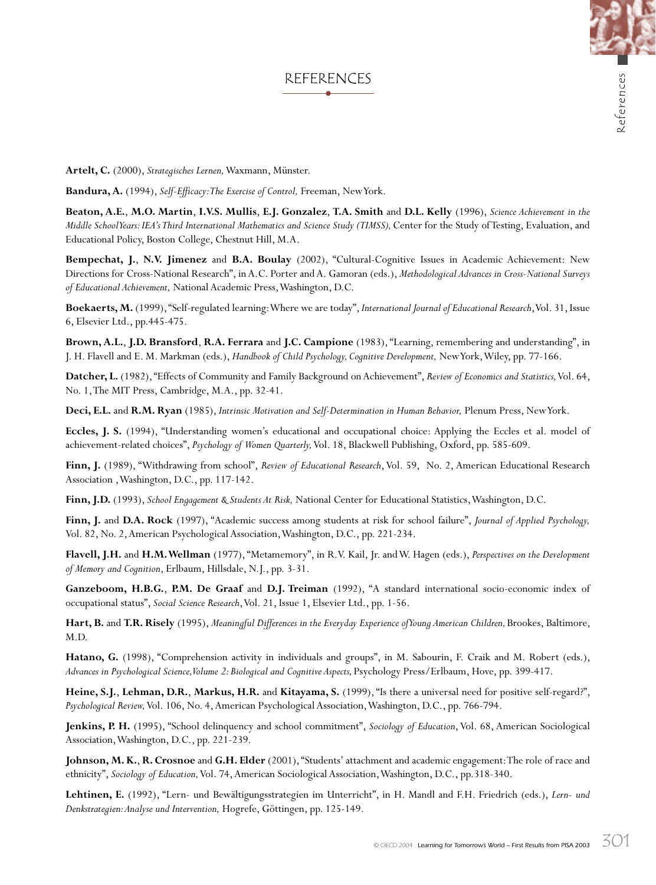# REFERENCES

**Artelt, C.** (2000), *Strategisches Lernen,* Waxmann, Münster.

**Bandura, A.** (1994), *Self-Efficacy: The Exercise of Control,* Freeman, New York.

**Beaton, A.E.**, **M.O. Martin**, **I.V.S. Mullis**, **E.J. Gonzalez**, **T.A. Smith** and **D.L. Kelly** (1996), *Science Achievement in the Middle School Years: IEA's Third International Mathematics and Science Study (TIMSS),* Center for the Study of Testing, Evaluation, and Educational Policy, Boston College, Chestnut Hill, M.A.

**Bempechat, J.**, **N.V. Jimenez** and **B.A. Boulay** (2002), "Cultural-Cognitive Issues in Academic Achievement: New Directions for Cross-National Research", in A.C. Porter and A. Gamoran (eds.), *Methodological Advances in Cross-National Surveys of Educational Achievement,* National Academic Press, Washington, D.C.

**Boekaerts, M.** (1999), "Self-regulated learning: Where we are today", *International Journal of Educational Research*, Vol. 31, Issue 6, Elsevier Ltd., pp.445-475.

**Brown, A.L.**, **J.D. Bransford**, **R.A. Ferrara** and **J.C. Campione** (1983), "Learning, remembering and understanding", in J. H. Flavell and E. M. Markman (eds.), *Handbook of Child Psychology, Cognitive Development,* New York, Wiley, pp. 77-166.

**Datcher, L.** (1982), "Effects of Community and Family Background on Achievement", *Review of Economics and Statistics,* Vol. 64, No. 1, The MIT Press, Cambridge, M.A., pp. 32-41.

**Deci, E.L.** and **R.M. Ryan** (1985), *Intrinsic Motivation and Self-Determination in Human Behavior,* Plenum Press, New York.

**Eccles, J. S.** (1994), "Understanding women's educational and occupational choice: Applying the Eccles et al. model of achievement-related choices", *Psychology of Women Quarterly,* Vol. 18, Blackwell Publishing, Oxford, pp. 585-609.

**Finn, J.** (1989), "Withdrawing from school", *Review of Educational Research*, Vol. 59, No. 2, American Educational Research Association , Washington, D.C., pp. 117-142.

**Finn, J.D.** (1993), *School Engagement & Students At Risk,* National Center for Educational Statistics, Washington, D.C.

**Finn, J.** and **D.A. Rock** (1997), "Academic success among students at risk for school failure", *Journal of Applied Psychology,* Vol. 82, No. 2, American Psychological Association, Washington, D.C., pp. 221-234.

**Flavell, J.H.** and **H.M. Wellman** (1977), "Metamemory", in R.V. Kail, Jr. and W. Hagen (eds.), *Perspectives on the Development of Memory and Cognition*, Erlbaum, Hillsdale, N.J., pp. 3-31.

**Ganzeboom, H.B.G.**, **P.M. De Graaf** and **D.J. Treiman** (1992), "A standard international socio-economic index of occupational status", *Social Science Research*, Vol. 21, Issue 1, Elsevier Ltd., pp. 1-56.

**Hart, B.** and **T.R. Risely** (1995), *Meaningful Differences in the Everyday Experience of Young American Children,* Brookes, Baltimore, M.D.

**Hatano, G.** (1998), "Comprehension activity in individuals and groups", in M. Sabourin, F. Craik and M. Robert (eds.), *Advances in Psychological Science, Volume 2: Biological and Cognitive Aspects,* Psychology Press/Erlbaum, Hove, pp. 399-417.

**Heine, S.J.**, **Lehman, D.R.**, **Markus, H.R.** and **Kitayama, S.** (1999), "Is there a universal need for positive self-regard?", *Psychological Review,* Vol. 106, No. 4, American Psychological Association, Washington, D.C., pp. 766-794.

**Jenkins, P. H.** (1995), "School delinquency and school commitment", *Sociology of Education*, Vol. 68, American Sociological Association, Washington, D.C., pp. 221-239.

**Johnson, M. K.**, **R. Crosnoe** and **G.H. Elder** (2001), "Students' attachment and academic engagement: The role of race and ethnicity", *Sociology of Education,* Vol. 74, American Sociological Association, Washington, D.C., pp.318-340.

**Lehtinen, E.** (1992), "Lern- und Bewältigungsstrategien im Unterricht", in H. Mandl and F.H. Friedrich (eds.), *Lern- und Denkstrategien: Analyse und Intervention,* Hogrefe, Göttingen, pp. 125-149.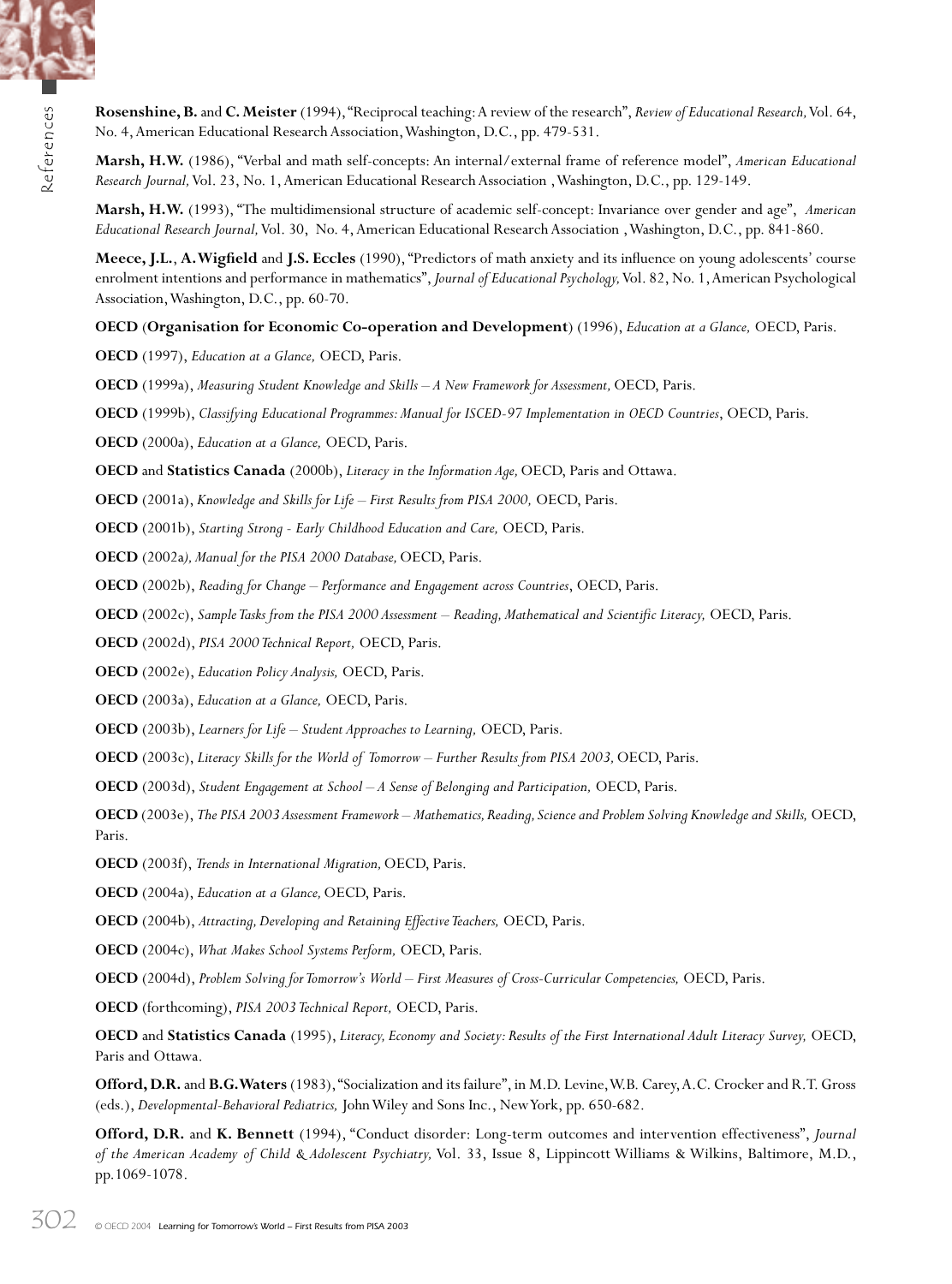**Rosenshine, B.** and **C. Meister** (1994), "Reciprocal teaching: A review of the research", *Review of Educational Research,* Vol. 64, No. 4, American Educational Research Association, Washington, D.C., pp. 479-531.

**Marsh, H.W.** (1986), "Verbal and math self-concepts: An internal/external frame of reference model", *American Educational Research Journal,* Vol. 23, No. 1, American Educational Research Association , Washington, D.C., pp. 129-149.

**Marsh, H.W.** (1993), "The multidimensional structure of academic self-concept: Invariance over gender and age", *American Educational Research Journal,* Vol. 30, No. 4, American Educational Research Association , Washington, D.C., pp. 841-860.

**Meece, J.L.**, **A. Wigfield** and **J.S. Eccles** (1990), "Predictors of math anxiety and its influence on young adolescents' course enrolment intentions and performance in mathematics", *Journal of Educational Psychology,* Vol. 82, No. 1, American Psychological Association, Washington, D.C., pp. 60-70.

**OECD** (**Organisation for Economic Co-operation and Development**) (1996), *Education at a Glance,* OECD, Paris.

**OECD** (1997), *Education at a Glance,* OECD, Paris.

**OECD** (1999a), *Measuring Student Knowledge and Skills – A New Framework for Assessment,* OECD, Paris.

**OECD** (1999b), *Classifying Educational Programmes: Manual for ISCED-97 Implementation in OECD Countries*, OECD, Paris.

**OECD** (2000a), *Education at a Glance,* OECD, Paris.

**OECD** and **Statistics Canada** (2000b), *Literacy in the Information Age,* OECD, Paris and Ottawa.

**OECD** (2001a), *Knowledge and Skills for Life – First Results from PISA 2000,* OECD, Paris.

**OECD** (2001b), *Starting Strong - Early Childhood Education and Care,* OECD, Paris.

**OECD** (2002a*), Manual for the PISA 2000 Database,* OECD, Paris.

**OECD** (2002b), *Reading for Change – Performance and Engagement across Countries*, OECD, Paris.

**OECD** (2002c), *Sample Tasks from the PISA 2000 Assessment – Reading, Mathematical and Scientific Literacy,* OECD, Paris.

**OECD** (2002d), *PISA 2000 Technical Report,* OECD, Paris.

**OECD** (2002e), *Education Policy Analysis,* OECD, Paris.

**OECD** (2003a), *Education at a Glance,* OECD, Paris.

**OECD** (2003b), *Learners for Life – Student Approaches to Learning,* OECD, Paris.

**OECD** (2003c), *Literacy Skills for the World of Tomorrow – Further Results from PISA 2003,* OECD, Paris.

**OECD** (2003d), *Student Engagement at School – A Sense of Belonging and Participation,* OECD, Paris.

**OECD** (2003e), *The PISA 2003 Assessment Framework – Mathematics, Reading, Science and Problem Solving Knowledge and Skills,* OECD, Paris.

**OECD** (2003f), *Trends in International Migration,* OECD, Paris.

**OECD** (2004a), *Education at a Glance,* OECD, Paris.

**OECD** (2004b), *Attracting, Developing and Retaining Effective Teachers,* OECD, Paris.

**OECD** (2004c), *What Makes School Systems Perform,* OECD, Paris.

**OECD** (2004d), *Problem Solving for Tomorrow's World – First Measures of Cross-Curricular Competencies,* OECD, Paris.

**OECD** (forthcoming), *PISA 2003 Technical Report,* OECD, Paris.

**OECD** and **Statistics Canada** (1995), *Literacy, Economy and Society: Results of the First International Adult Literacy Survey,* OECD, Paris and Ottawa.

**Offord, D.R.** and **B.G. Waters** (1983), "Socialization and its failure", in M.D. Levine, W.B. Carey, A.C. Crocker and R.T. Gross (eds.), *Developmental-Behavioral Pediatrics,* John Wiley and Sons Inc., New York, pp. 650-682.

**Offord, D.R.** and **K. Bennett** (1994), "Conduct disorder: Long-term outcomes and intervention effectiveness", *Journal of the American Academy of Child & Adolescent Psychiatry,* Vol. 33, Issue 8, Lippincott Williams & Wilkins, Baltimore, M.D., pp.1069-1078.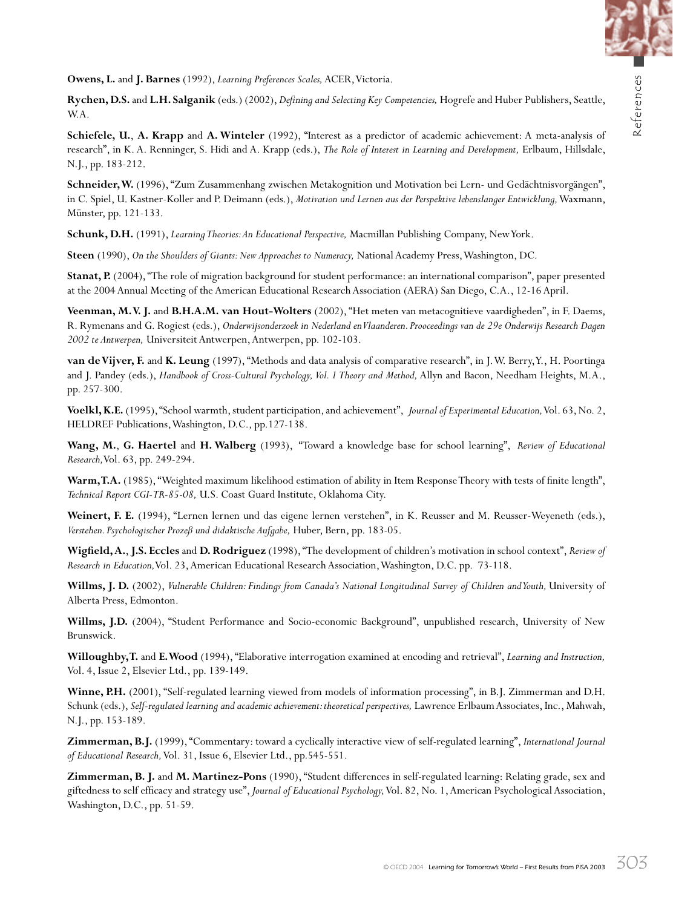**Owens, L.** and **J. Barnes** (1992), *Learning Preferences Scales,* ACER, Victoria.

**Rychen, D.S.** and **L.H. Salganik** (eds.) (2002), *Defining and Selecting Key Competencies,* Hogrefe and Huber Publishers, Seattle, W.A.

**Schiefele, U.**, **A. Krapp** and **A. Winteler** (1992), "Interest as a predictor of academic achievement: A meta-analysis of research", in K. A. Renninger, S. Hidi and A. Krapp (eds.), *The Role of Interest in Learning and Development,* Erlbaum, Hillsdale, N.J., pp. 183-212.

**Schneider, W.** (1996), "Zum Zusammenhang zwischen Metakognition und Motivation bei Lern- und Gedächtnisvorgängen", in C. Spiel, U. Kastner-Koller and P. Deimann (eds.), *Motivation und Lernen aus der Perspektive lebenslanger Entwicklung,* Waxmann, Münster, pp. 121-133.

**Schunk, D.H.** (1991), *Learning Theories: An Educational Perspective,* Macmillan Publishing Company, New York.

**Steen** (1990), *On the Shoulders of Giants: New Approaches to Numeracy,* National Academy Press, Washington, DC.

**Stanat, P.** (2004), "The role of migration background for student performance: an international comparison", paper presented at the 2004 Annual Meeting of the American Educational Research Association (AERA) San Diego, C.A., 12-16 April.

**Veenman, M. V. J.** and **B.H.A.M. van Hout-Wolters** (2002), "Het meten van metacognitieve vaardigheden", in F. Daems, R. Rymenans and G. Rogiest (eds.), *Onderwijsonderzoek in Nederland en Vlaanderen. Prooceedings van de 29e Onderwijs Research Dagen 2002 te Antwerpen,* Universiteit Antwerpen, Antwerpen, pp. 102-103.

**van de Vijver, F.** and **K. Leung** (1997), "Methods and data analysis of comparative research", in J. W. Berry, Y., H. Poortinga and J. Pandey (eds.), *Handbook of Cross-Cultural Psychology, Vol. 1 Theory and Method,* Allyn and Bacon, Needham Heights, M.A., pp. 257-300.

**Voelkl, K.E.** (1995), "School warmth, student participation, and achievement", *Journal of Experimental Education,* Vol. 63, No. 2, HELDREF Publications, Washington, D.C., pp.127-138.

**Wang, M.**, **G. Haertel** and **H. Walberg** (1993), "Toward a knowledge base for school learning", *Review of Educational Research,* Vol. 63, pp. 249-294.

**Warm, T.A.** (1985), "Weighted maximum likelihood estimation of ability in Item Response Theory with tests of finite length", *Technical Report CGI-TR-85-08,* U.S. Coast Guard Institute, Oklahoma City.

**Weinert, F. E.** (1994), "Lernen lernen und das eigene lernen verstehen", in K. Reusser and M. Reusser-Weyeneth (eds.), *Verstehen. Psychologischer Prozeß und didaktische Aufgabe,* Huber, Bern, pp. 183-05.

**Wigfield, A.**, **J.S. Eccles** and **D. Rodriguez** (1998), "The development of children's motivation in school context", *Review of Research in Education,* Vol. 23, American Educational Research Association, Washington, D.C. pp. 73-118.

**Willms, J. D.** (2002), *Vulnerable Children: Findings from Canada's National Longitudinal Survey of Children and Youth,* University of Alberta Press, Edmonton.

**Willms, J.D.** (2004), "Student Performance and Socio-economic Background", unpublished research, University of New Brunswick.

**Willoughby, T.** and **E. Wood** (1994), "Elaborative interrogation examined at encoding and retrieval", *Learning and Instruction,* Vol. 4, Issue 2, Elsevier Ltd., pp. 139-149.

**Winne, P.H.** (2001), "Self-regulated learning viewed from models of information processing", in B.J. Zimmerman and D.H. Schunk (eds.), *Self-regulated learning and academic achievement: theoretical perspectives,* Lawrence Erlbaum Associates, Inc., Mahwah, N.J., pp. 153-189.

**Zimmerman, B.J.** (1999), "Commentary: toward a cyclically interactive view of self-regulated learning", *International Journal of Educational Research,* Vol. 31, Issue 6, Elsevier Ltd., pp.545-551.

**Zimmerman, B. J.** and **M. Martinez-Pons** (1990), "Student differences in self-regulated learning: Relating grade, sex and giftedness to self efficacy and strategy use", *Journal of Educational Psychology,* Vol. 82, No. 1, American Psychological Association, Washington, D.C., pp. 51-59.